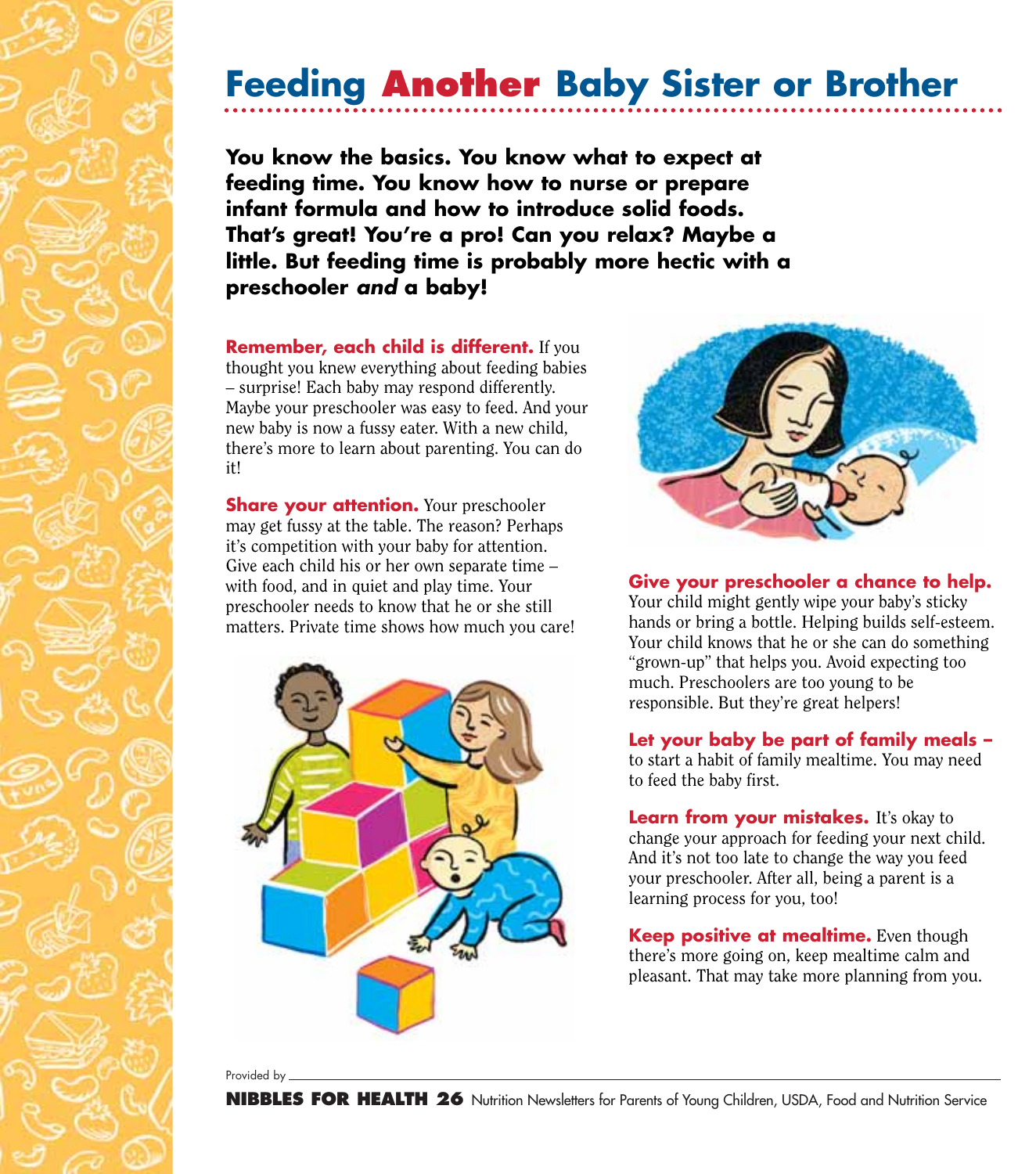# Feeding Another Baby Sister or Brother

**You know the basics. You know what to expect at feeding time. You know how to nurse or prepare infant formula and how to introduce solid foods. That's great! You're a pro! Can you relax? Maybe a little. But feeding time is probably more hectic with a preschooler *and* a baby!**

**Remember, each child is different.** If you thought you knew everything about feeding babies – surprise! Each baby may respond differently. Maybe your preschooler was easy to feed. And your new baby is now a fussy eater. With a new child, there's more to learn about parenting. You can do it!

**Share your attention.** Your preschooler may get fussy at the table. The reason? Perhaps it's competition with your baby for attention. Give each child his or her own separate time – with food, and in quiet and play time. Your preschooler needs to know that he or she still matters. Private time shows how much you care!

**Give your preschooler a chance to help.** Your child might gently wipe your baby's sticky hands or bring a bottle. Helping builds self-esteem. Your child knows that he or she can do something "grown-up" that helps you. Avoid expecting too much. Preschoolers are too young to be responsible. But they're great helpers!

**Let your baby be part of family meals –** to start a habit of family mealtime. You may need to feed the baby first.

**Learn from your mistakes.** It's okay to change your approach for feeding your next child. And it's not too late to change the way you feed your preschooler. After all, being a parent is a learning process for you, too!

**Keep positive at mealtime.** Even though there's more going on, keep mealtime calm and pleasant. That may take more planning from you.

Provided by \_\_\_\_\_\_\_\_\_\_\_\_\_\_\_\_\_\_\_\_

**NIBBLES FOR HEALTH 26** Nutrition Newsletters for Parents of Young Children, USDA, Food and Nutrition Service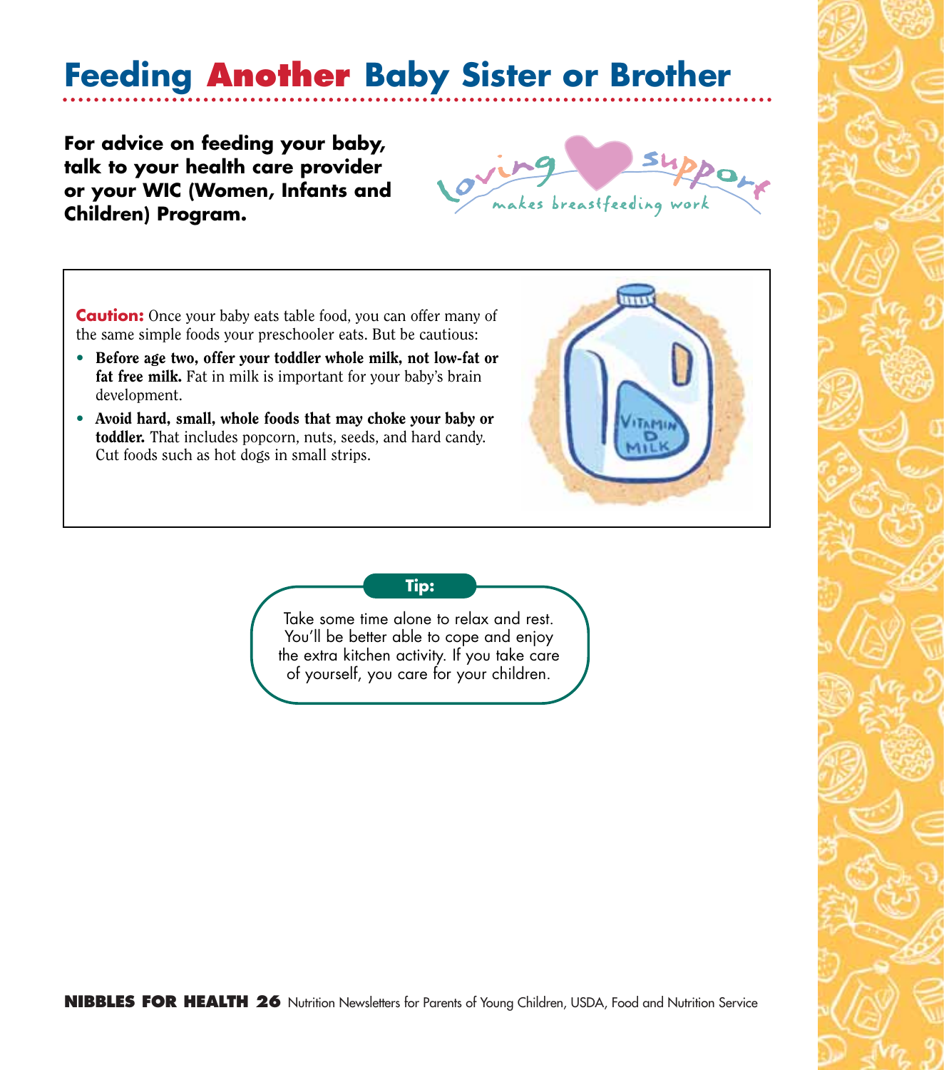# Feeding Another Baby Sister or Brother

**For advice on feeding your baby, talk to your health care provider or your WIC (Women, Infants and Children) Program.**

loving support makes breastfeeding work

**Caution:** Once your baby eats table food, you can offer many of the same simple foods your preschooler eats. But be cautious:

- **Before age two, offer your toddler whole milk, not low-fat or fat free milk.** Fat in milk is important for your baby's brain development.
- **Avoid hard, small, whole foods that may choke your baby or toddler.** That includes popcorn, nuts, seeds, and hard candy. Cut foods such as hot dogs in small strips.

**Tip:**

Take some time alone to relax and rest. You'll be better able to cope and enjoy the extra kitchen activity. If you take care of yourself, you care for your children.

**NIBBLES FOR HEALTH 26** Nutrition Newsletters for Parents of Young Children, USDA, Food and Nutrition Service